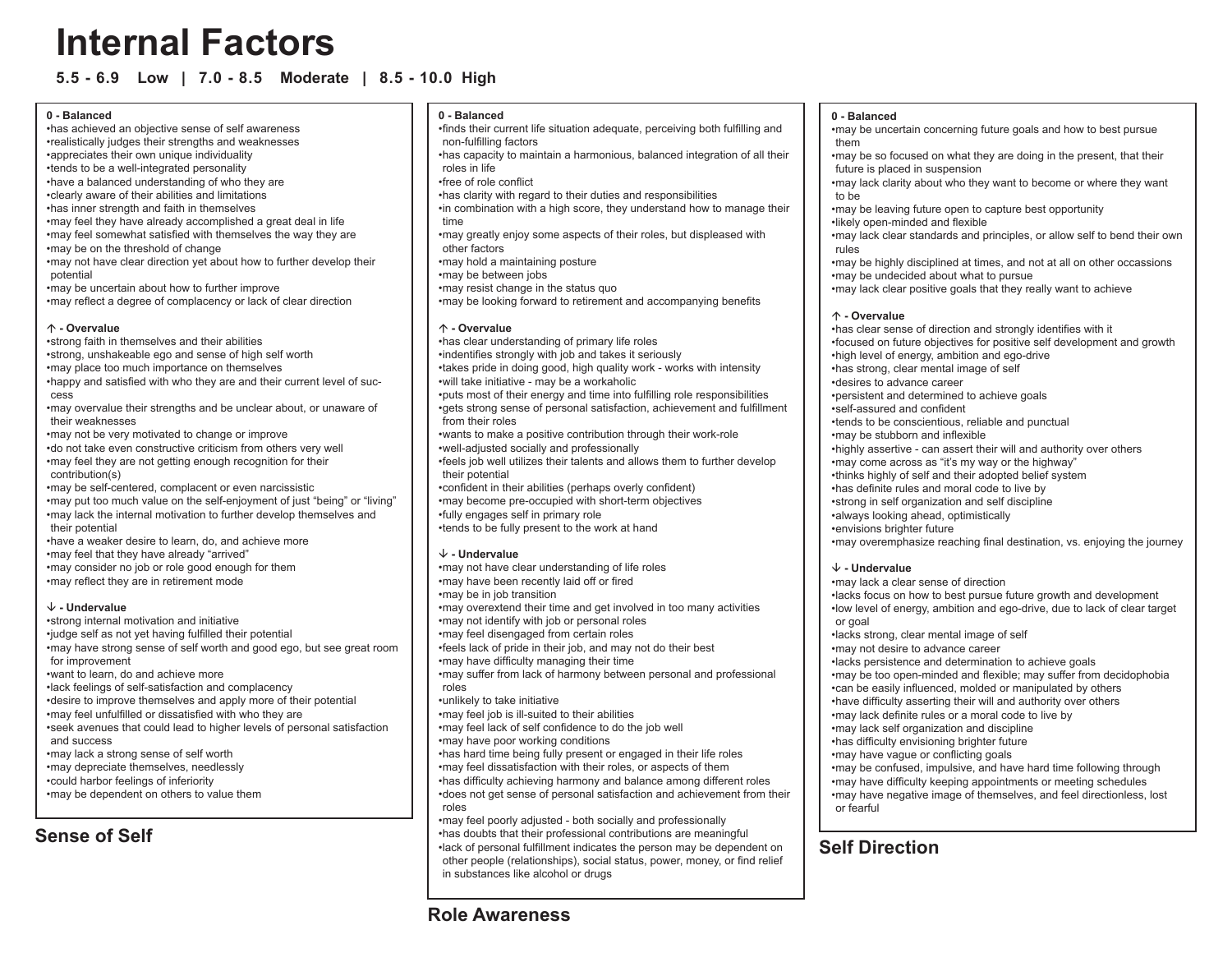# Internal Factors

**5.5 - 6.9 Low | 7.0 - 8.5 Moderate | 8.5 - 10.0 High**

## Sense of Self

**0 - Balanced**

- has achieved an objective sense of self awareness
- realistically judges their strengths and weaknesses
- appreciates their own unique individuality
- tends to be a well-integrated personality
- have a balanced understanding of who they are
- clearly aware of their abilities and limitations
- has inner strength and faith in themselves
- may feel they have already accomplished a great deal in life
- may feel somewhat satisfied with themselves the way they are
- may be on the threshold of change
- may not have clear direction yet about how to further develop their potential
- may be uncertain about how to further improve
- may reflect a degree of complacency or lack of clear direction

**↑ - Overvalue**

- strong faith in themselves and their abilities
- strong, unshakeable ego and sense of high self worth
- may place too much importance on themselves
- happy and satisfied with who they are and their current level of success
- may overvalue their strengths and be unclear about, or unaware of their weaknesses
- may not be very motivated to change or improve
- do not take even constructive criticism from others very well
- may feel they are not getting enough recognition for their contribution(s)
- may be self-centered, complacent or even narcissistic
- may put too much value on the self-enjoyment of just "being" or "living"
- may lack the internal motivation to further develop themselves and their potential
- have a weaker desire to learn, do, and achieve more
- may feel that they have already "arrived"
- may consider no job or role good enough for them
- may reflect they are in retirement mode

**↓ - Undervalue**

- strong internal motivation and initiative
- judge self as not yet having fulfilled their potential
- may have strong sense of self worth and good ego, but see great room for improvement
- want to learn, do and achieve more
- lack feelings of self-satisfaction and complacency
- desire to improve themselves and apply more of their potential
- may feel unfulfilled or dissatisfied with who they are
- seek avenues that could lead to higher levels of personal satisfaction and success
- may lack a strong sense of self worth
- may depreciate themselves, needlessly
- could harbor feelings of inferiority
- may be dependent on others to value them

## Role Awareness

**0 - Balanced**

- finds their current life situation adequate, perceiving both fulfilling and non-fulfilling factors
- has capacity to maintain a harmonious, balanced integration of all their roles in life
- free of role conflict
- has clarity with regard to their duties and responsibilities
- in combination with a high score, they understand how to manage their time
- may greatly enjoy some aspects of their roles, but displeased with other factors
- may hold a maintaining posture
- may be between jobs
- may resist change in the status quo
- may be looking forward to retirement and accompanying benefits

**↑ - Overvalue**

- has clear understanding of primary life roles
- indentifies strongly with job and takes it seriously
- takes pride in doing good, high quality work - works with intensity
- will take initiative - may be a workaholic
- puts most of their energy and time into fulfilling role responsibilities
- gets strong sense of personal satisfaction, achievement and fulfillment from their roles
- wants to make a positive contribution through their work-role
- well-adjusted socially and professionally
- feels job well utilizes their talents and allows them to further develop their potential
- confident in their abilities (perhaps overly confident)
- may become pre-occupied with short-term objectives
- fully engages self in primary role
- tends to be fully present to the work at hand

**↓ - Undervalue**

- may not have clear understanding of life roles
- may have been recently laid off or fired
- may be in job transition
- may overextend their time and get involved in too many activities
- may not identify with job or personal roles
- may feel disengaged from certain roles
- feels lack of pride in their job, and may not do their best
- may have difficulty managing their time
- may suffer from lack of harmony between personal and professional roles
- unlikely to take initiative
- may feel job is ill-suited to their abilities
- may feel lack of self confidence to do the job well
- may have poor working conditions
- has hard time being fully present or engaged in their life roles
- may feel dissatisfaction with their roles, or aspects of them
- has difficulty achieving harmony and balance among different roles
- does not get sense of personal satisfaction and achievement from their roles
- may feel poorly adjusted - both socially and professionally
- has doubts that their professional contributions are meaningful
- lack of personal fulfillment indicates the person may be dependent on other people (relationships), social status, power, money, or find relief in substances like alcohol or drugs

## Self Direction

**0 - Balanced**

- may be uncertain concerning future goals and how to best pursue them
- may be so focused on what they are doing in the present, that their future is placed in suspension
- may lack clarity about who they want to become or where they want to be
- may be leaving future open to capture best opportunity
- likely open-minded and flexible
- may lack clear standards and principles, or allow self to bend their own rules
- may be highly disciplined at times, and not at all on other occassions
- may be undecided about what to pursue
- may lack clear positive goals that they really want to achieve

**↑ - Overvalue**

- has clear sense of direction and strongly identifies with it
- focused on future objectives for positive self development and growth
- high level of energy, ambition and ego-drive
- has strong, clear mental image of self
- desires to advance career
- persistent and determined to achieve goals
- self-assured and confident
- tends to be conscientious, reliable and punctual
- may be stubborn and inflexible
- highly assertive - can assert their will and authority over others
- may come across as "it's my way or the highway"
- thinks highly of self and their adopted belief system
- has definite rules and moral code to live by
- strong in self organization and self discipline
- always looking ahead, optimistically
- envisions brighter future
- may overemphasize reaching final destination, vs. enjoying the journey

**↓ - Undervalue**

- may lack a clear sense of direction
- lacks focus on how to best pursue future growth and development
- low level of energy, ambition and ego-drive, due to lack of clear target or goal
- lacks strong, clear mental image of self
- may not desire to advance career
- lacks persistence and determination to achieve goals
- may be too open-minded and flexible; may suffer from decidophobia
- can be easily influenced, molded or manipulated by others
- have difficulty asserting their will and authority over others
- may lack definite rules or a moral code to live by
- may lack self organization and discipline
- has difficulty envisioning brighter future
- may have vague or conflicting goals
- may be confused, impulsive, and have hard time following through
- may have difficulty keeping appointments or meeting schedules
- may have negative image of themselves, and feel directionless, lost or fearful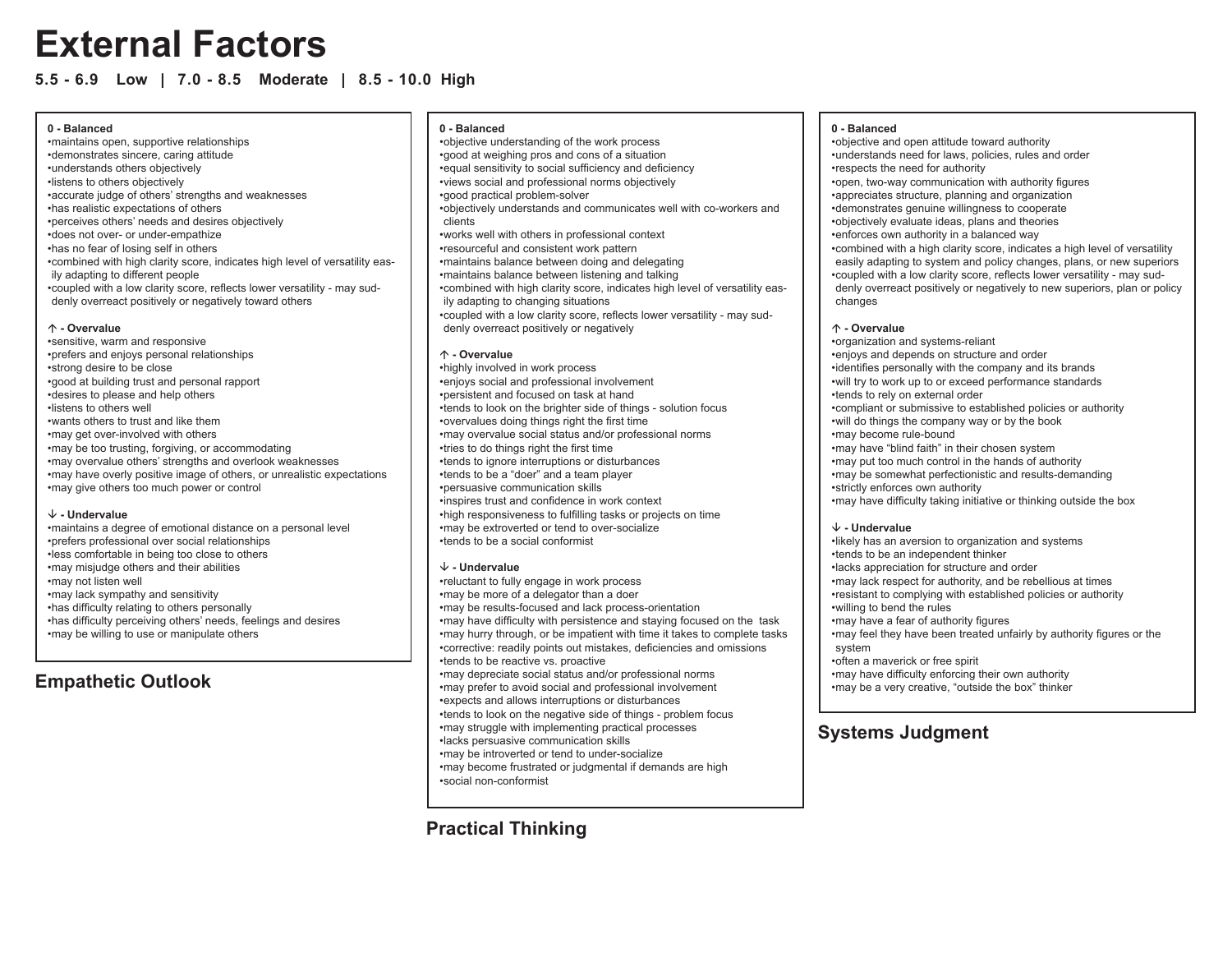# External Factors

**5.5 - 6.9 Low | 7.0 - 8.5 Moderate | 8.5 - 10.0 High**

## Empathetic Outlook

**0 - Balanced**
- maintains open, supportive relationships
- demonstrates sincere, caring attitude
- understands others objectively
- listens to others objectively
- accurate judge of others' strengths and weaknesses
- has realistic expectations of others
- perceives others' needs and desires objectively
- does not over- or under-empathize
- has no fear of losing self in others
- combined with high clarity score, indicates high level of versatility easily adapting to different people
- coupled with a low clarity score, reflects lower versatility - may suddenly overreact positively or negatively toward others

**↑ - Overvalue**
- sensitive, warm and responsive
- prefers and enjoys personal relationships
- strong desire to be close
- good at building trust and personal rapport
- desires to please and help others
- listens to others well
- wants others to trust and like them
- may get over-involved with others
- may be too trusting, forgiving, or accommodating
- may overvalue others' strengths and overlook weaknesses
- may have overly positive image of others, or unrealistic expectations
- may give others too much power or control

**↓ - Undervalue**
- maintains a degree of emotional distance on a personal level
- prefers professional over social relationships
- less comfortable in being too close to others
- may misjudge others and their abilities
- may not listen well
- may lack sympathy and sensitivity
- has difficulty relating to others personally
- has difficulty perceiving others' needs, feelings and desires
- may be willing to use or manipulate others

## Practical Thinking

**0 - Balanced**
- objective understanding of the work process
- good at weighing pros and cons of a situation
- equal sensitivity to social sufficiency and deficiency
- views social and professional norms objectively
- good practical problem-solver
- objectively understands and communicates well with co-workers and clients
- works well with others in professional context
- resourceful and consistent work pattern
- maintains balance between doing and delegating
- maintains balance between listening and talking
- combined with high clarity score, indicates high level of versatility easily adapting to changing situations
- coupled with a low clarity score, reflects lower versatility - may suddenly overreact positively or negatively

**↑ - Overvalue**
- highly involved in work process
- enjoys social and professional involvement
- persistent and focused on task at hand
- tends to look on the brighter side of things - solution focus
- overvalues doing things right the first time
- may overvalue social status and/or professional norms
- tries to do things right the first time
- tends to ignore interruptions or disturbances
- tends to be a "doer" and a team player
- persuasive communication skills
- inspires trust and confidence in work context
- high responsiveness to fulfilling tasks or projects on time
- may be extroverted or tend to over-socialize
- tends to be a social conformist

**↓ - Undervalue**
- reluctant to fully engage in work process
- may be more of a delegator than a doer
- may be results-focused and lack process-orientation
- may have difficulty with persistence and staying focused on the task
- may hurry through, or be impatient with time it takes to complete tasks
- corrective: readily points out mistakes, deficiencies and omissions
- tends to be reactive vs. proactive
- may depreciate social status and/or professional norms
- may prefer to avoid social and professional involvement
- expects and allows interruptions or disturbances
- tends to look on the negative side of things - problem focus
- may struggle with implementing practical processes
- lacks persuasive communication skills
- may be introverted or tend to under-socialize
- may become frustrated or judgmental if demands are high
- social non-conformist

## Systems Judgment

**0 - Balanced**
- objective and open attitude toward authority
- understands need for laws, policies, rules and order
- respects the need for authority
- open, two-way communication with authority figures
- appreciates structure, planning and organization
- demonstrates genuine willingness to cooperate
- objectively evaluate ideas, plans and theories
- enforces own authority in a balanced way
- combined with a high clarity score, indicates a high level of versatility easily adapting to system and policy changes, plans, or new superiors
- coupled with a low clarity score, reflects lower versatility - may suddenly overreact positively or negatively to new superiors, plan or policy changes

**↑ - Overvalue**
- organization and systems-reliant
- enjoys and depends on structure and order
- identifies personally with the company and its brands
- will try to work up to or exceed performance standards
- tends to rely on external order
- compliant or submissive to established policies or authority
- will do things the company way or by the book
- may become rule-bound
- may have "blind faith" in their chosen system
- may put too much control in the hands of authority
- may be somewhat perfectionistic and results-demanding
- strictly enforces own authority
- may have difficulty taking initiative or thinking outside the box

**↓ - Undervalue**
- likely has an aversion to organization and systems
- tends to be an independent thinker
- lacks appreciation for structure and order
- may lack respect for authority, and be rebellious at times
- resistant to complying with established policies or authority
- willing to bend the rules
- may have a fear of authority figures
- may feel they have been treated unfairly by authority figures or the system
- often a maverick or free spirit
- may have difficulty enforcing their own authority
- may be a very creative, "outside the box" thinker